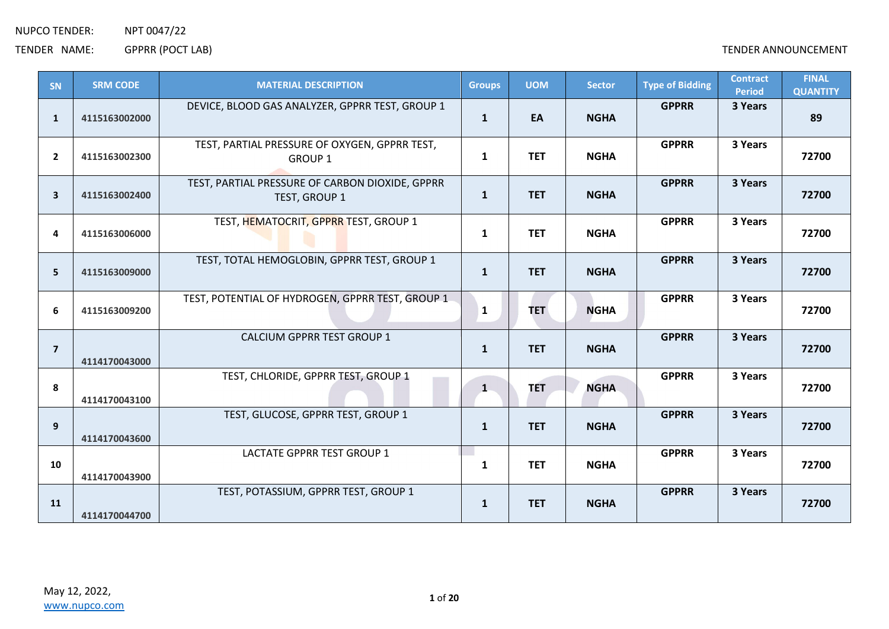NUPCO TENDER: NPT 0047/22

TENDER NAME: GPPRR (POCT LAB)

TENDER ANNOUNCEMENT

| SN | SRM CODE | MATERIAL DESCRIPTION | Groups | UOM | Sector | Type of Bidding | Contract Period | FINAL QUANTITY |
|---|---|---|---|---|---|---|---|---|
| 1 | 4115163002000 | DEVICE, BLOOD GAS ANALYZER, GPPRR TEST, GROUP 1 | 1 | EA | NGHA | GPPRR | 3 Years | 89 |
| 2 | 4115163002300 | TEST, PARTIAL PRESSURE OF OXYGEN, GPPRR TEST, GROUP 1 | 1 | TET | NGHA | GPPRR | 3 Years | 72700 |
| 3 | 4115163002400 | TEST, PARTIAL PRESSURE OF CARBON DIOXIDE, GPPRR TEST, GROUP 1 | 1 | TET | NGHA | GPPRR | 3 Years | 72700 |
| 4 | 4115163006000 | TEST, HEMATOCRIT, GPPRR TEST, GROUP 1 | 1 | TET | NGHA | GPPRR | 3 Years | 72700 |
| 5 | 4115163009000 | TEST, TOTAL HEMOGLOBIN, GPPRR TEST, GROUP 1 | 1 | TET | NGHA | GPPRR | 3 Years | 72700 |
| 6 | 4115163009200 | TEST, POTENTIAL OF HYDROGEN, GPPRR TEST, GROUP 1 | 1 | TET | NGHA | GPPRR | 3 Years | 72700 |
| 7 | 4114170043000 | CALCIUM GPPRR TEST GROUP 1 | 1 | TET | NGHA | GPPRR | 3 Years | 72700 |
| 8 | 4114170043100 | TEST, CHLORIDE, GPPRR TEST, GROUP 1 | 1 | TET | NGHA | GPPRR | 3 Years | 72700 |
| 9 | 4114170043600 | TEST, GLUCOSE, GPPRR TEST, GROUP 1 | 1 | TET | NGHA | GPPRR | 3 Years | 72700 |
| 10 | 4114170043900 | LACTATE GPPRR TEST GROUP 1 | 1 | TET | NGHA | GPPRR | 3 Years | 72700 |
| 11 | 4114170044700 | TEST, POTASSIUM, GPPRR TEST, GROUP 1 | 1 | TET | NGHA | GPPRR | 3 Years | 72700 |

May 12, 2022,
www.nupco.com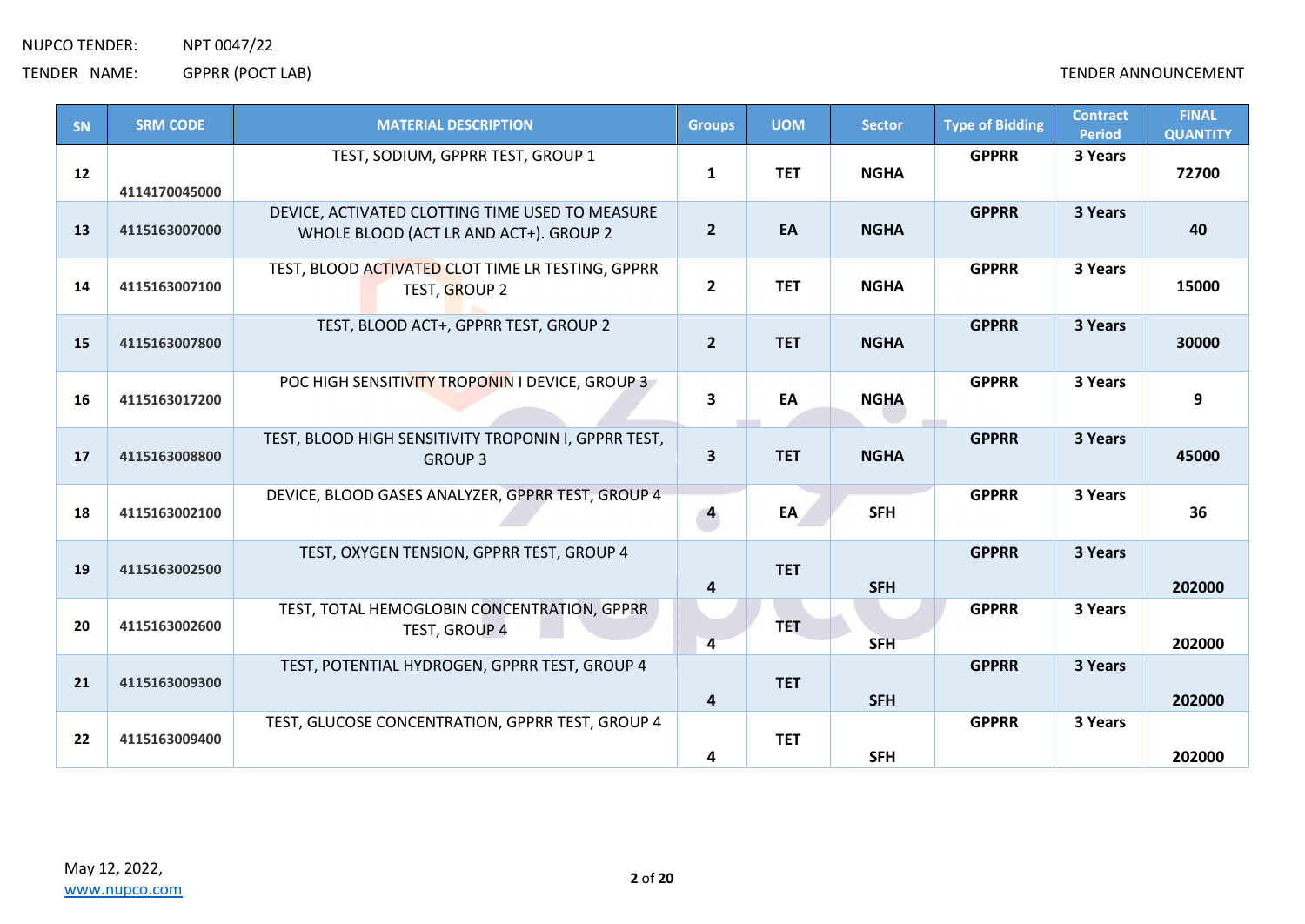NUPCO TENDER: NPT 0047/22

TENDER NAME: GPPRR (POCT LAB)

TENDER ANNOUNCEMENT

| SN | SRM CODE | MATERIAL DESCRIPTION | Groups | UOM | Sector | Type of Bidding | Contract Period | FINAL QUANTITY |
|---|---|---|---|---|---|---|---|---|
| 12 | 4114170045000 | TEST, SODIUM, GPPRR TEST, GROUP 1 | 1 | TET | NGHA | GPPRR | 3 Years | 72700 |
| 13 | 4115163007000 | DEVICE, ACTIVATED CLOTTING TIME USED TO MEASURE WHOLE BLOOD (ACT LR AND ACT+). GROUP 2 | 2 | EA | NGHA | GPPRR | 3 Years | 40 |
| 14 | 4115163007100 | TEST, BLOOD ACTIVATED CLOT TIME LR TESTING, GPPRR TEST, GROUP 2 | 2 | TET | NGHA | GPPRR | 3 Years | 15000 |
| 15 | 4115163007800 | TEST, BLOOD ACT+, GPPRR TEST, GROUP 2 | 2 | TET | NGHA | GPPRR | 3 Years | 30000 |
| 16 | 4115163017200 | POC HIGH SENSITIVITY TROPONIN I DEVICE, GROUP 3 | 3 | EA | NGHA | GPPRR | 3 Years | 9 |
| 17 | 4115163008800 | TEST, BLOOD HIGH SENSITIVITY TROPONIN I, GPPRR TEST, GROUP 3 | 3 | TET | NGHA | GPPRR | 3 Years | 45000 |
| 18 | 4115163002100 | DEVICE, BLOOD GASES ANALYZER, GPPRR TEST, GROUP 4 | 4 | EA | SFH | GPPRR | 3 Years | 36 |
| 19 | 4115163002500 | TEST, OXYGEN TENSION, GPPRR TEST, GROUP 4 | 4 | TET | SFH | GPPRR | 3 Years | 202000 |
| 20 | 4115163002600 | TEST, TOTAL HEMOGLOBIN CONCENTRATION, GPPRR TEST, GROUP 4 | 4 | TET | SFH | GPPRR | 3 Years | 202000 |
| 21 | 4115163009300 | TEST, POTENTIAL HYDROGEN, GPPRR TEST, GROUP 4 | 4 | TET | SFH | GPPRR | 3 Years | 202000 |
| 22 | 4115163009400 | TEST, GLUCOSE CONCENTRATION, GPPRR TEST, GROUP 4 | 4 | TET | SFH | GPPRR | 3 Years | 202000 |

May 12, 2022,
www.nupco.com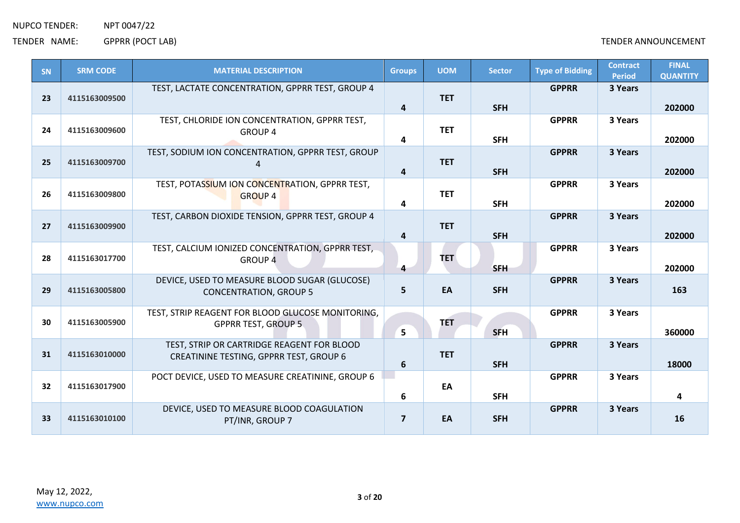NUPCO TENDER: NPT 0047/22

TENDER NAME: GPPRR (POCT LAB)

TENDER ANNOUNCEMENT

| SN | SRM CODE | MATERIAL DESCRIPTION | Groups | UOM | Sector | Type of Bidding | Contract Period | FINAL QUANTITY |
|---|---|---|---|---|---|---|---|---|
| 23 | 4115163009500 | TEST, LACTATE CONCENTRATION, GPPRR TEST, GROUP 4 | 4 | TET | SFH | GPPRR | 3 Years | 202000 |
| 24 | 4115163009600 | TEST, CHLORIDE ION CONCENTRATION, GPPRR TEST, GROUP 4 | 4 | TET | SFH | GPPRR | 3 Years | 202000 |
| 25 | 4115163009700 | TEST, SODIUM ION CONCENTRATION, GPPRR TEST, GROUP 4 | 4 | TET | SFH | GPPRR | 3 Years | 202000 |
| 26 | 4115163009800 | TEST, POTASSIUM ION CONCENTRATION, GPPRR TEST, GROUP 4 | 4 | TET | SFH | GPPRR | 3 Years | 202000 |
| 27 | 4115163009900 | TEST, CARBON DIOXIDE TENSION, GPPRR TEST, GROUP 4 | 4 | TET | SFH | GPPRR | 3 Years | 202000 |
| 28 | 4115163017700 | TEST, CALCIUM IONIZED CONCENTRATION, GPPRR TEST, GROUP 4 | 4 | TET | SFH | GPPRR | 3 Years | 202000 |
| 29 | 4115163005800 | DEVICE, USED TO MEASURE BLOOD SUGAR (GLUCOSE) CONCENTRATION, GROUP 5 | 5 | EA | SFH | GPPRR | 3 Years | 163 |
| 30 | 4115163005900 | TEST, STRIP REAGENT FOR BLOOD GLUCOSE MONITORING, GPPRR TEST, GROUP 5 | 5 | TET | SFH | GPPRR | 3 Years | 360000 |
| 31 | 4115163010000 | TEST, STRIP OR CARTRIDGE REAGENT FOR BLOOD CREATININE TESTING, GPPRR TEST, GROUP 6 | 6 | TET | SFH | GPPRR | 3 Years | 18000 |
| 32 | 4115163017900 | POCT DEVICE, USED TO MEASURE CREATININE, GROUP 6 | 6 | EA | SFH | GPPRR | 3 Years | 4 |
| 33 | 4115163010100 | DEVICE, USED TO MEASURE BLOOD COAGULATION PT/INR, GROUP 7 | 7 | EA | SFH | GPPRR | 3 Years | 16 |

May 12, 2022,
www.nupco.com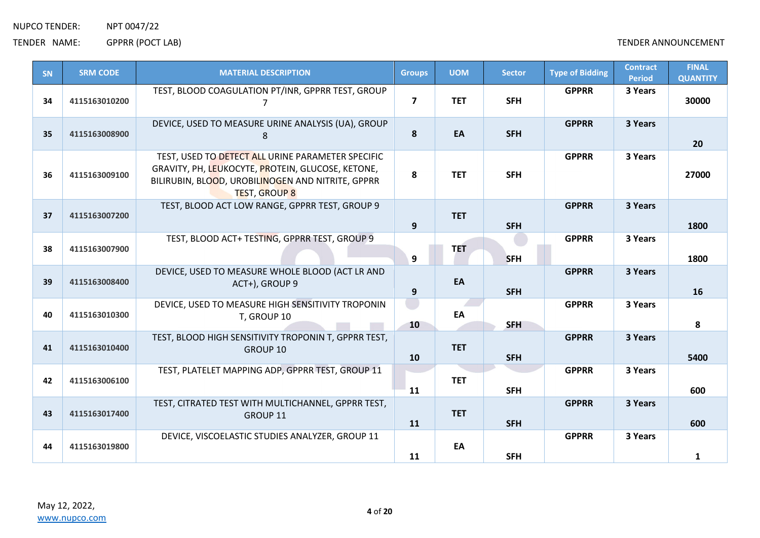NUPCO TENDER: NPT 0047/22

TENDER NAME: GPPRR (POCT LAB)

TENDER ANNOUNCEMENT

| SN | SRM CODE | MATERIAL DESCRIPTION | Groups | UOM | Sector | Type of Bidding | Contract Period | FINAL QUANTITY |
|---|---|---|---|---|---|---|---|---|
| 34 | 4115163010200 | TEST, BLOOD COAGULATION PT/INR, GPPRR TEST, GROUP 7 | 7 | TET | SFH | GPPRR | 3 Years | 30000 |
| 35 | 4115163008900 | DEVICE, USED TO MEASURE URINE ANALYSIS (UA), GROUP 8 | 8 | EA | SFH | GPPRR | 3 Years | 20 |
| 36 | 4115163009100 | TEST, USED TO DETECT ALL URINE PARAMETER SPECIFIC GRAVITY, PH, LEUKOCYTE, PROTEIN, GLUCOSE, KETONE, BILIRUBIN, BLOOD, UROBILINOGEN AND NITRITE, GPPRR TEST, GROUP 8 | 8 | TET | SFH | GPPRR | 3 Years | 27000 |
| 37 | 4115163007200 | TEST, BLOOD ACT LOW RANGE, GPPRR TEST, GROUP 9 | 9 | TET | SFH | GPPRR | 3 Years | 1800 |
| 38 | 4115163007900 | TEST, BLOOD ACT+ TESTING, GPPRR TEST, GROUP 9 | 9 | TET | SFH | GPPRR | 3 Years | 1800 |
| 39 | 4115163008400 | DEVICE, USED TO MEASURE WHOLE BLOOD (ACT LR AND ACT+), GROUP 9 | 9 | EA | SFH | GPPRR | 3 Years | 16 |
| 40 | 4115163010300 | DEVICE, USED TO MEASURE HIGH SENSITIVITY TROPONIN T, GROUP 10 | 10 | EA | SFH | GPPRR | 3 Years | 8 |
| 41 | 4115163010400 | TEST, BLOOD HIGH SENSITIVITY TROPONIN T, GPPRR TEST, GROUP 10 | 10 | TET | SFH | GPPRR | 3 Years | 5400 |
| 42 | 4115163006100 | TEST, PLATELET MAPPING ADP, GPPRR TEST, GROUP 11 | 11 | TET | SFH | GPPRR | 3 Years | 600 |
| 43 | 4115163017400 | TEST, CITRATED TEST WITH MULTICHANNEL, GPPRR TEST, GROUP 11 | 11 | TET | SFH | GPPRR | 3 Years | 600 |
| 44 | 4115163019800 | DEVICE, VISCOELASTIC STUDIES ANALYZER, GROUP 11 | 11 | EA | SFH | GPPRR | 3 Years | 1 |

May 12, 2022,
www.nupco.com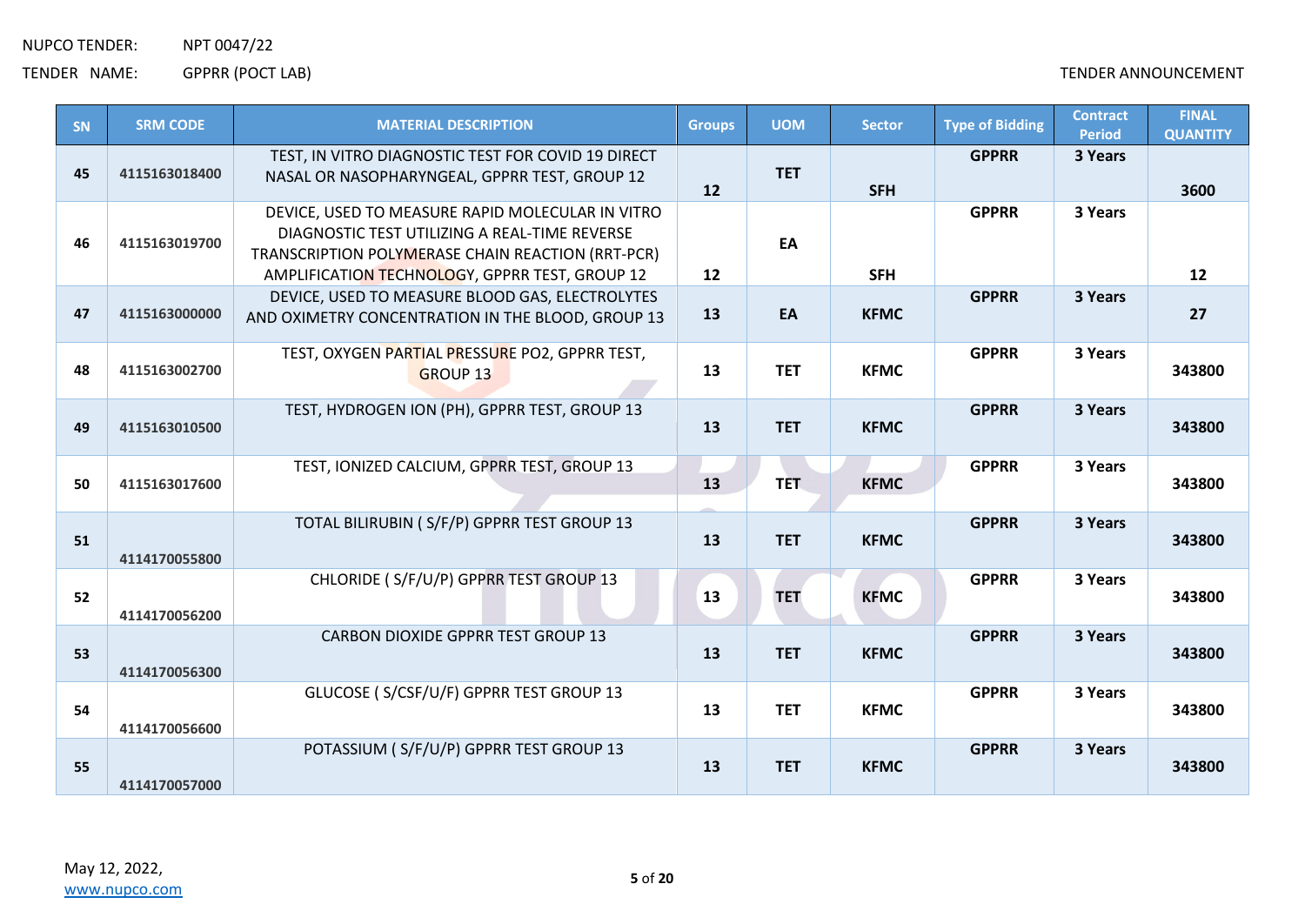NUPCO TENDER: NPT 0047/22

TENDER NAME: GPPRR (POCT LAB)

TENDER ANNOUNCEMENT

| SN | SRM CODE | MATERIAL DESCRIPTION | Groups | UOM | Sector | Type of Bidding | Contract Period | FINAL QUANTITY |
|---|---|---|---|---|---|---|---|---|
| 45 | 4115163018400 | TEST, IN VITRO DIAGNOSTIC TEST FOR COVID 19 DIRECT NASAL OR NASOPHARYNGEAL, GPPRR TEST, GROUP 12 | 12 | TET | SFH | GPPRR | 3 Years | 3600 |
| 46 | 4115163019700 | DEVICE, USED TO MEASURE RAPID MOLECULAR IN VITRO DIAGNOSTIC TEST UTILIZING A REAL-TIME REVERSE TRANSCRIPTION POLYMERASE CHAIN REACTION (RRT-PCR) AMPLIFICATION TECHNOLOGY, GPPRR TEST, GROUP 12 | 12 | EA | SFH | GPPRR | 3 Years | 12 |
| 47 | 4115163000000 | DEVICE, USED TO MEASURE BLOOD GAS, ELECTROLYTES AND OXIMETRY CONCENTRATION IN THE BLOOD, GROUP 13 | 13 | EA | KFMC | GPPRR | 3 Years | 27 |
| 48 | 4115163002700 | TEST, OXYGEN PARTIAL PRESSURE PO2, GPPRR TEST, GROUP 13 | 13 | TET | KFMC | GPPRR | 3 Years | 343800 |
| 49 | 4115163010500 | TEST, HYDROGEN ION (PH), GPPRR TEST, GROUP 13 | 13 | TET | KFMC | GPPRR | 3 Years | 343800 |
| 50 | 4115163017600 | TEST, IONIZED CALCIUM, GPPRR TEST, GROUP 13 | 13 | TET | KFMC | GPPRR | 3 Years | 343800 |
| 51 | 4114170055800 | TOTAL BILIRUBIN ( S/F/P) GPPRR TEST GROUP 13 | 13 | TET | KFMC | GPPRR | 3 Years | 343800 |
| 52 | 4114170056200 | CHLORIDE ( S/F/U/P) GPPRR TEST GROUP 13 | 13 | TET | KFMC | GPPRR | 3 Years | 343800 |
| 53 | 4114170056300 | CARBON DIOXIDE GPPRR TEST GROUP 13 | 13 | TET | KFMC | GPPRR | 3 Years | 343800 |
| 54 | 4114170056600 | GLUCOSE ( S/CSF/U/F) GPPRR TEST GROUP 13 | 13 | TET | KFMC | GPPRR | 3 Years | 343800 |
| 55 | 4114170057000 | POTASSIUM ( S/F/U/P) GPPRR TEST GROUP 13 | 13 | TET | KFMC | GPPRR | 3 Years | 343800 |

May 12, 2022,
www.nupco.com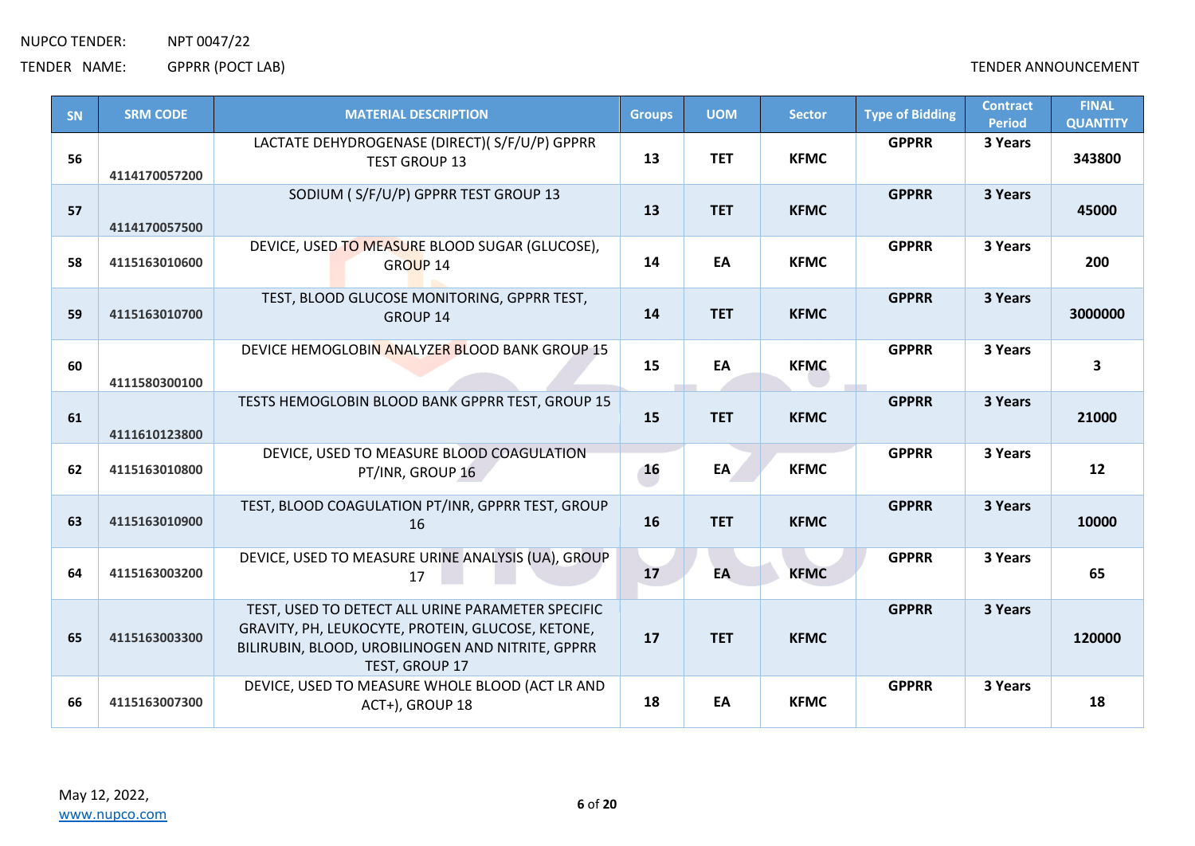NUPCO TENDER: NPT 0047/22

TENDER NAME: GPPRR (POCT LAB)

TENDER ANNOUNCEMENT

| SN | SRM CODE | MATERIAL DESCRIPTION | Groups | UOM | Sector | Type of Bidding | Contract Period | FINAL QUANTITY |
|---|---|---|---|---|---|---|---|---|
| 56 | 4114170057200 | LACTATE DEHYDROGENASE (DIRECT)( S/F/U/P) GPPRR TEST GROUP 13 | 13 | TET | KFMC | GPPRR | 3 Years | 343800 |
| 57 | 4114170057500 | SODIUM ( S/F/U/P) GPPRR TEST GROUP 13 | 13 | TET | KFMC | GPPRR | 3 Years | 45000 |
| 58 | 4115163010600 | DEVICE, USED TO MEASURE BLOOD SUGAR (GLUCOSE), GROUP 14 | 14 | EA | KFMC | GPPRR | 3 Years | 200 |
| 59 | 4115163010700 | TEST, BLOOD GLUCOSE MONITORING, GPPRR TEST, GROUP 14 | 14 | TET | KFMC | GPPRR | 3 Years | 3000000 |
| 60 | 4111580300100 | DEVICE HEMOGLOBIN ANALYZER BLOOD BANK GROUP 15 | 15 | EA | KFMC | GPPRR | 3 Years | 3 |
| 61 | 4111610123800 | TESTS HEMOGLOBIN BLOOD BANK GPPRR TEST, GROUP 15 | 15 | TET | KFMC | GPPRR | 3 Years | 21000 |
| 62 | 4115163010800 | DEVICE, USED TO MEASURE BLOOD COAGULATION PT/INR, GROUP 16 | 16 | EA | KFMC | GPPRR | 3 Years | 12 |
| 63 | 4115163010900 | TEST, BLOOD COAGULATION PT/INR, GPPRR TEST, GROUP 16 | 16 | TET | KFMC | GPPRR | 3 Years | 10000 |
| 64 | 4115163003200 | DEVICE, USED TO MEASURE URINE ANALYSIS (UA), GROUP 17 | 17 | EA | KFMC | GPPRR | 3 Years | 65 |
| 65 | 4115163003300 | TEST, USED TO DETECT ALL URINE PARAMETER SPECIFIC GRAVITY, PH, LEUKOCYTE, PROTEIN, GLUCOSE, KETONE, BILIRUBIN, BLOOD, UROBILINOGEN AND NITRITE, GPPRR TEST, GROUP 17 | 17 | TET | KFMC | GPPRR | 3 Years | 120000 |
| 66 | 4115163007300 | DEVICE, USED TO MEASURE WHOLE BLOOD (ACT LR AND ACT+), GROUP 18 | 18 | EA | KFMC | GPPRR | 3 Years | 18 |

May 12, 2022,
www.nupco.com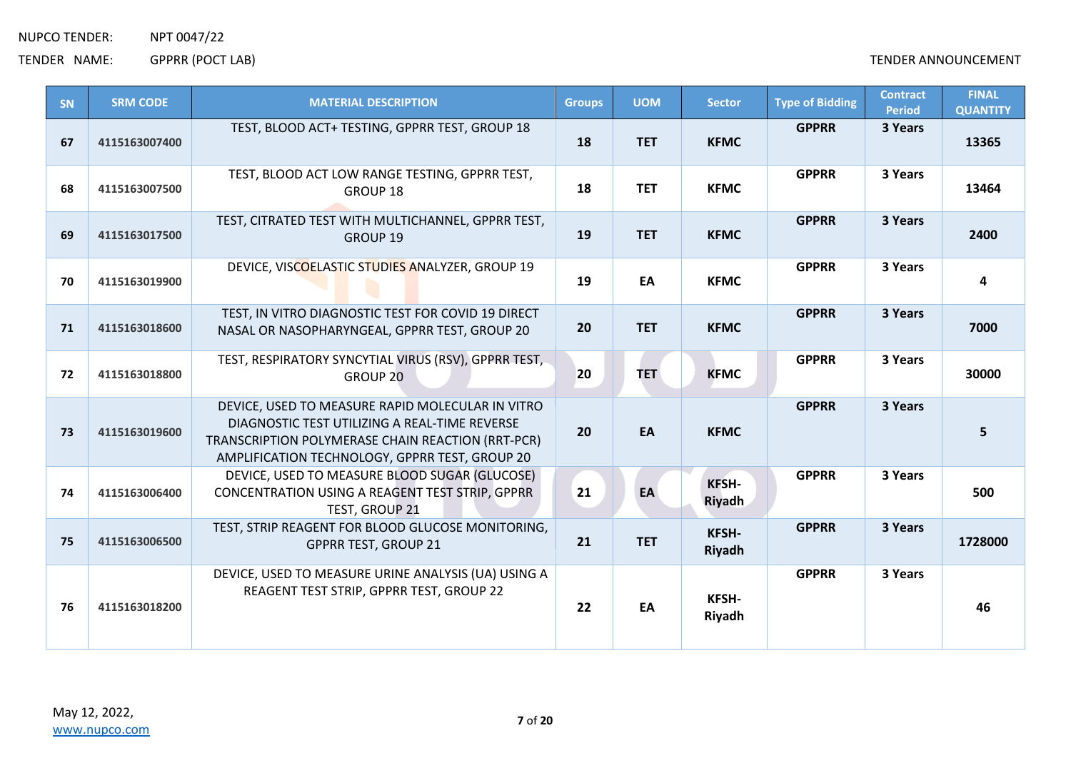NUPCO TENDER: NPT 0047/22

TENDER NAME: GPPRR (POCT LAB)

TENDER ANNOUNCEMENT

| SN | SRM CODE | MATERIAL DESCRIPTION | Groups | UOM | Sector | Type of Bidding | Contract Period | FINAL QUANTITY |
|---|---|---|---|---|---|---|---|---|
| 67 | 4115163007400 | TEST, BLOOD ACT+ TESTING, GPPRR TEST, GROUP 18 | 18 | TET | KFMC | GPPRR | 3 Years | 13365 |
| 68 | 4115163007500 | TEST, BLOOD ACT LOW RANGE TESTING, GPPRR TEST, GROUP 18 | 18 | TET | KFMC | GPPRR | 3 Years | 13464 |
| 69 | 4115163017500 | TEST, CITRATED TEST WITH MULTICHANNEL, GPPRR TEST, GROUP 19 | 19 | TET | KFMC | GPPRR | 3 Years | 2400 |
| 70 | 4115163019900 | DEVICE, VISCOELASTIC STUDIES ANALYZER, GROUP 19 | 19 | EA | KFMC | GPPRR | 3 Years | 4 |
| 71 | 4115163018600 | TEST, IN VITRO DIAGNOSTIC TEST FOR COVID 19 DIRECT NASAL OR NASOPHARYNGEAL, GPPRR TEST, GROUP 20 | 20 | TET | KFMC | GPPRR | 3 Years | 7000 |
| 72 | 4115163018800 | TEST, RESPIRATORY SYNCYTIAL VIRUS (RSV), GPPRR TEST, GROUP 20 | 20 | TET | KFMC | GPPRR | 3 Years | 30000 |
| 73 | 4115163019600 | DEVICE, USED TO MEASURE RAPID MOLECULAR IN VITRO DIAGNOSTIC TEST UTILIZING A REAL-TIME REVERSE TRANSCRIPTION POLYMERASE CHAIN REACTION (RRT-PCR) AMPLIFICATION TECHNOLOGY, GPPRR TEST, GROUP 20 | 20 | EA | KFMC | GPPRR | 3 Years | 5 |
| 74 | 4115163006400 | DEVICE, USED TO MEASURE BLOOD SUGAR (GLUCOSE) CONCENTRATION USING A REAGENT TEST STRIP, GPPRR TEST, GROUP 21 | 21 | EA | KFSH-Riyadh | GPPRR | 3 Years | 500 |
| 75 | 4115163006500 | TEST, STRIP REAGENT FOR BLOOD GLUCOSE MONITORING, GPPRR TEST, GROUP 21 | 21 | TET | KFSH-Riyadh | GPPRR | 3 Years | 1728000 |
| 76 | 4115163018200 | DEVICE, USED TO MEASURE URINE ANALYSIS (UA) USING A REAGENT TEST STRIP, GPPRR TEST, GROUP 22 | 22 | EA | KFSH-Riyadh | GPPRR | 3 Years | 46 |

May 12, 2022,
www.nupco.com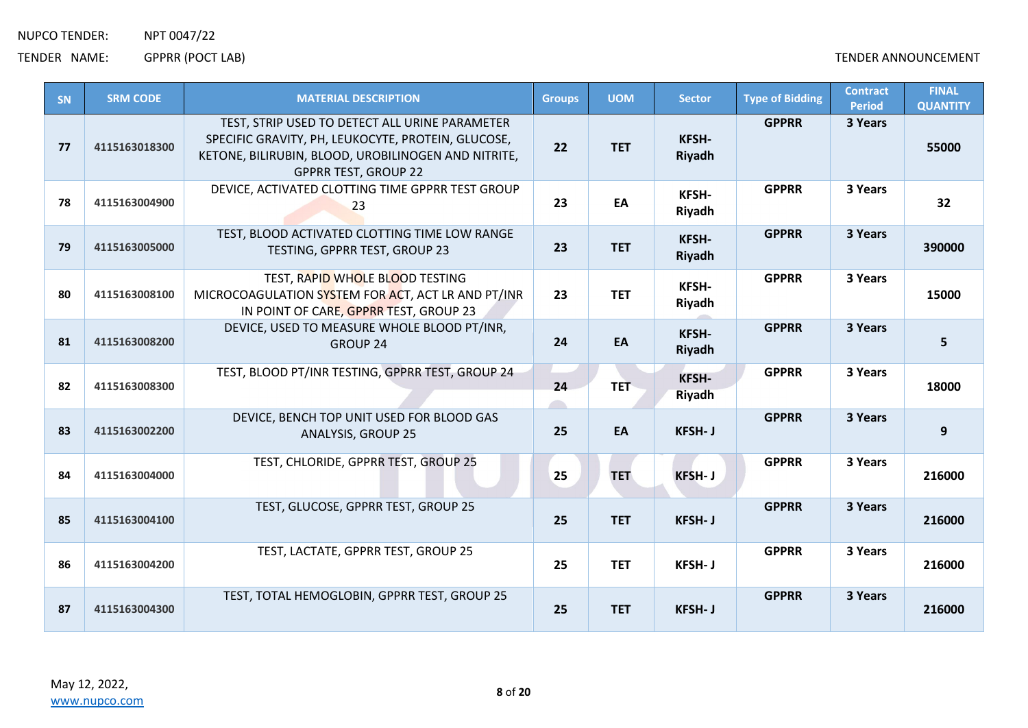NUPCO TENDER: NPT 0047/22

TENDER NAME: GPPRR (POCT LAB)

TENDER ANNOUNCEMENT

| SN | SRM CODE | MATERIAL DESCRIPTION | Groups | UOM | Sector | Type of Bidding | Contract Period | FINAL QUANTITY |
|---|---|---|---|---|---|---|---|---|
| 77 | 4115163018300 | TEST, STRIP USED TO DETECT ALL URINE PARAMETER SPECIFIC GRAVITY, PH, LEUKOCYTE, PROTEIN, GLUCOSE, KETONE, BILIRUBIN, BLOOD, UROBILINOGEN AND NITRITE, GPPRR TEST, GROUP 22 | 22 | TET | KFSH-Riyadh | GPPRR | 3 Years | 55000 |
| 78 | 4115163004900 | DEVICE, ACTIVATED CLOTTING TIME GPPRR TEST GROUP 23 | 23 | EA | KFSH-Riyadh | GPPRR | 3 Years | 32 |
| 79 | 4115163005000 | TEST, BLOOD ACTIVATED CLOTTING TIME LOW RANGE TESTING, GPPRR TEST, GROUP 23 | 23 | TET | KFSH-Riyadh | GPPRR | 3 Years | 390000 |
| 80 | 4115163008100 | TEST, RAPID WHOLE BLOOD TESTING MICROCOAGULATION SYSTEM FOR ACT, ACT LR AND PT/INR IN POINT OF CARE, GPPRR TEST, GROUP 23 | 23 | TET | KFSH-Riyadh | GPPRR | 3 Years | 15000 |
| 81 | 4115163008200 | DEVICE, USED TO MEASURE WHOLE BLOOD PT/INR, GROUP 24 | 24 | EA | KFSH-Riyadh | GPPRR | 3 Years | 5 |
| 82 | 4115163008300 | TEST, BLOOD PT/INR TESTING, GPPRR TEST, GROUP 24 | 24 | TET | KFSH-Riyadh | GPPRR | 3 Years | 18000 |
| 83 | 4115163002200 | DEVICE, BENCH TOP UNIT USED FOR BLOOD GAS ANALYSIS, GROUP 25 | 25 | EA | KFSH- J | GPPRR | 3 Years | 9 |
| 84 | 4115163004000 | TEST, CHLORIDE, GPPRR TEST, GROUP 25 | 25 | TET | KFSH- J | GPPRR | 3 Years | 216000 |
| 85 | 4115163004100 | TEST, GLUCOSE, GPPRR TEST, GROUP 25 | 25 | TET | KFSH- J | GPPRR | 3 Years | 216000 |
| 86 | 4115163004200 | TEST, LACTATE, GPPRR TEST, GROUP 25 | 25 | TET | KFSH- J | GPPRR | 3 Years | 216000 |
| 87 | 4115163004300 | TEST, TOTAL HEMOGLOBIN, GPPRR TEST, GROUP 25 | 25 | TET | KFSH- J | GPPRR | 3 Years | 216000 |

May 12, 2022,
www.nupco.com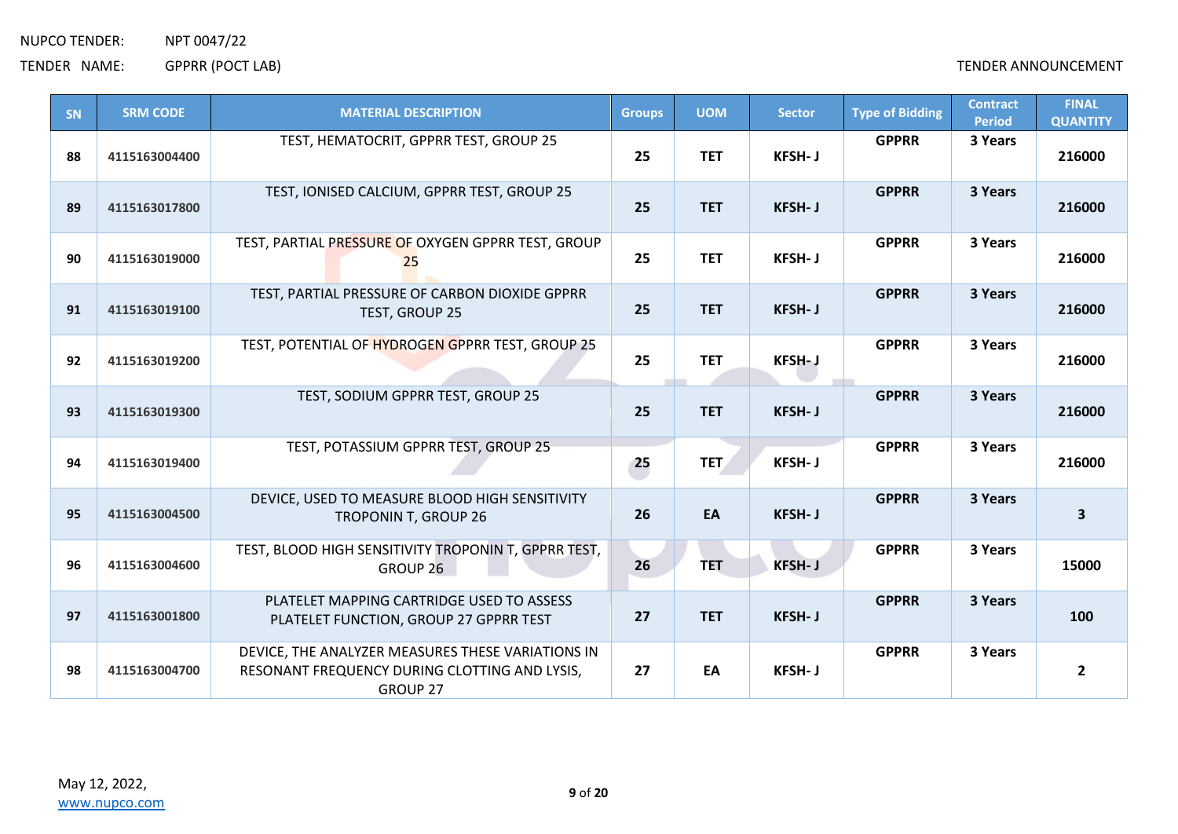NUPCO TENDER: NPT 0047/22

TENDER NAME: GPPRR (POCT LAB)

TENDER ANNOUNCEMENT

| SN | SRM CODE | MATERIAL DESCRIPTION | Groups | UOM | Sector | Type of Bidding | Contract Period | FINAL QUANTITY |
|---|---|---|---|---|---|---|---|---|
| 88 | 4115163004400 | TEST, HEMATOCRIT, GPPRR TEST, GROUP 25 | 25 | TET | KFSH- J | GPPRR | 3 Years | 216000 |
| 89 | 4115163017800 | TEST, IONISED CALCIUM, GPPRR TEST, GROUP 25 | 25 | TET | KFSH- J | GPPRR | 3 Years | 216000 |
| 90 | 4115163019000 | TEST, PARTIAL PRESSURE OF OXYGEN GPPRR TEST, GROUP 25 | 25 | TET | KFSH- J | GPPRR | 3 Years | 216000 |
| 91 | 4115163019100 | TEST, PARTIAL PRESSURE OF CARBON DIOXIDE GPPRR TEST, GROUP 25 | 25 | TET | KFSH- J | GPPRR | 3 Years | 216000 |
| 92 | 4115163019200 | TEST, POTENTIAL OF HYDROGEN GPPRR TEST, GROUP 25 | 25 | TET | KFSH- J | GPPRR | 3 Years | 216000 |
| 93 | 4115163019300 | TEST, SODIUM GPPRR TEST, GROUP 25 | 25 | TET | KFSH- J | GPPRR | 3 Years | 216000 |
| 94 | 4115163019400 | TEST, POTASSIUM GPPRR TEST, GROUP 25 | 25 | TET | KFSH- J | GPPRR | 3 Years | 216000 |
| 95 | 4115163004500 | DEVICE, USED TO MEASURE BLOOD HIGH SENSITIVITY TROPONIN T, GROUP 26 | 26 | EA | KFSH- J | GPPRR | 3 Years | 3 |
| 96 | 4115163004600 | TEST, BLOOD HIGH SENSITIVITY TROPONIN T, GPPRR TEST, GROUP 26 | 26 | TET | KFSH- J | GPPRR | 3 Years | 15000 |
| 97 | 4115163001800 | PLATELET MAPPING CARTRIDGE USED TO ASSESS PLATELET FUNCTION, GROUP 27 GPPRR TEST | 27 | TET | KFSH- J | GPPRR | 3 Years | 100 |
| 98 | 4115163004700 | DEVICE, THE ANALYZER MEASURES THESE VARIATIONS IN RESONANT FREQUENCY DURING CLOTTING AND LYSIS, GROUP 27 | 27 | EA | KFSH- J | GPPRR | 3 Years | 2 |

May 12, 2022,
www.nupco.com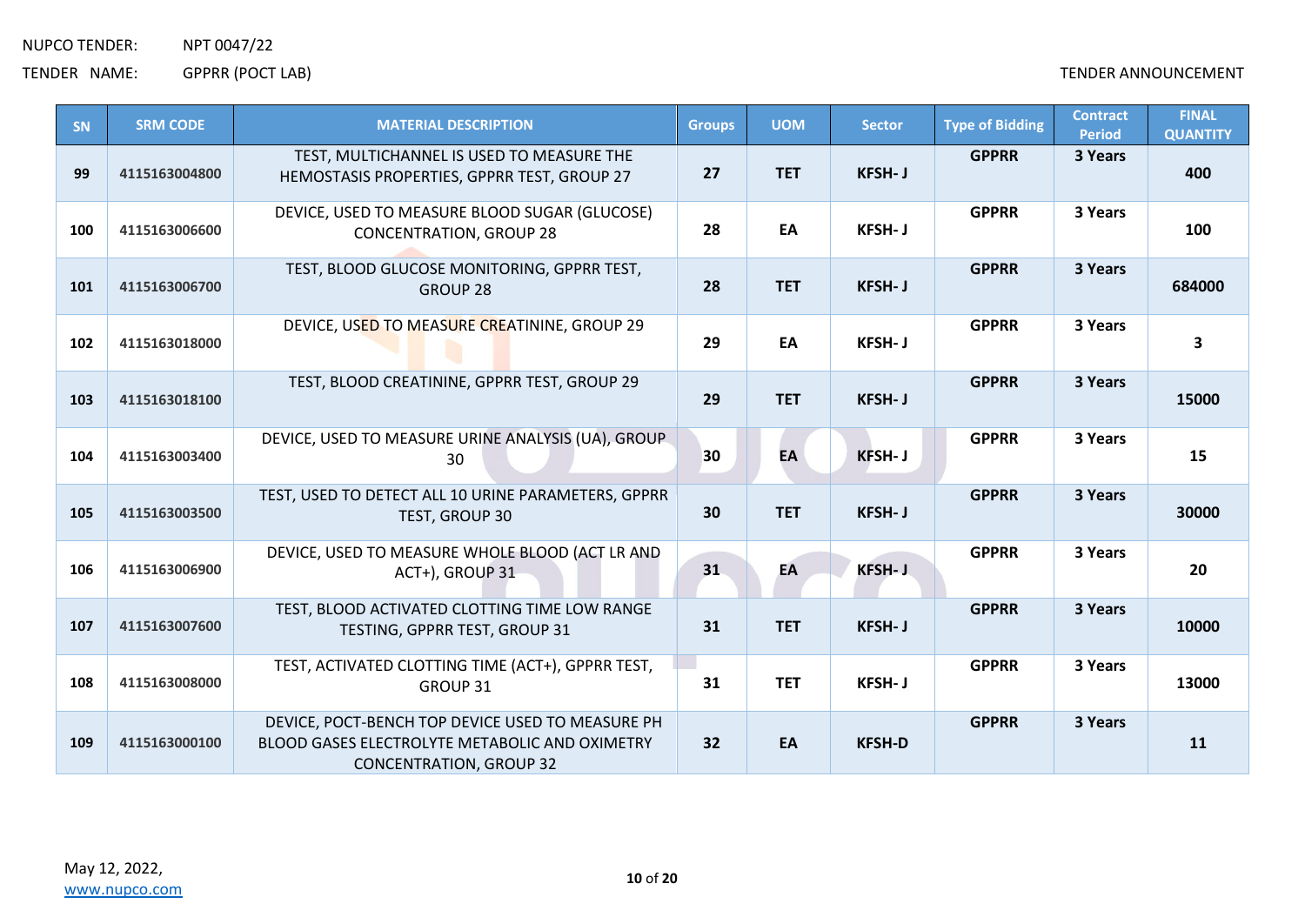NUPCO TENDER: NPT 0047/22

TENDER NAME: GPPRR (POCT LAB)

TENDER ANNOUNCEMENT

| SN | SRM CODE | MATERIAL DESCRIPTION | Groups | UOM | Sector | Type of Bidding | Contract Period | FINAL QUANTITY |
|---|---|---|---|---|---|---|---|---|
| 99 | 4115163004800 | TEST, MULTICHANNEL IS USED TO MEASURE THE HEMOSTASIS PROPERTIES, GPPRR TEST, GROUP 27 | 27 | TET | KFSH- J | GPPRR | 3 Years | 400 |
| 100 | 4115163006600 | DEVICE, USED TO MEASURE BLOOD SUGAR (GLUCOSE) CONCENTRATION, GROUP 28 | 28 | EA | KFSH- J | GPPRR | 3 Years | 100 |
| 101 | 4115163006700 | TEST, BLOOD GLUCOSE MONITORING, GPPRR TEST, GROUP 28 | 28 | TET | KFSH- J | GPPRR | 3 Years | 684000 |
| 102 | 4115163018000 | DEVICE, USED TO MEASURE CREATININE, GROUP 29 | 29 | EA | KFSH- J | GPPRR | 3 Years | 3 |
| 103 | 4115163018100 | TEST, BLOOD CREATININE, GPPRR TEST, GROUP 29 | 29 | TET | KFSH- J | GPPRR | 3 Years | 15000 |
| 104 | 4115163003400 | DEVICE, USED TO MEASURE URINE ANALYSIS (UA), GROUP 30 | 30 | EA | KFSH- J | GPPRR | 3 Years | 15 |
| 105 | 4115163003500 | TEST, USED TO DETECT ALL 10 URINE PARAMETERS, GPPRR TEST, GROUP 30 | 30 | TET | KFSH- J | GPPRR | 3 Years | 30000 |
| 106 | 4115163006900 | DEVICE, USED TO MEASURE WHOLE BLOOD (ACT LR AND ACT+), GROUP 31 | 31 | EA | KFSH- J | GPPRR | 3 Years | 20 |
| 107 | 4115163007600 | TEST, BLOOD ACTIVATED CLOTTING TIME LOW RANGE TESTING, GPPRR TEST, GROUP 31 | 31 | TET | KFSH- J | GPPRR | 3 Years | 10000 |
| 108 | 4115163008000 | TEST, ACTIVATED CLOTTING TIME (ACT+), GPPRR TEST, GROUP 31 | 31 | TET | KFSH- J | GPPRR | 3 Years | 13000 |
| 109 | 4115163000100 | DEVICE, POCT-BENCH TOP DEVICE USED TO MEASURE PH BLOOD GASES ELECTROLYTE METABOLIC AND OXIMETRY CONCENTRATION, GROUP 32 | 32 | EA | KFSH-D | GPPRR | 3 Years | 11 |

May 12, 2022,
www.nupco.com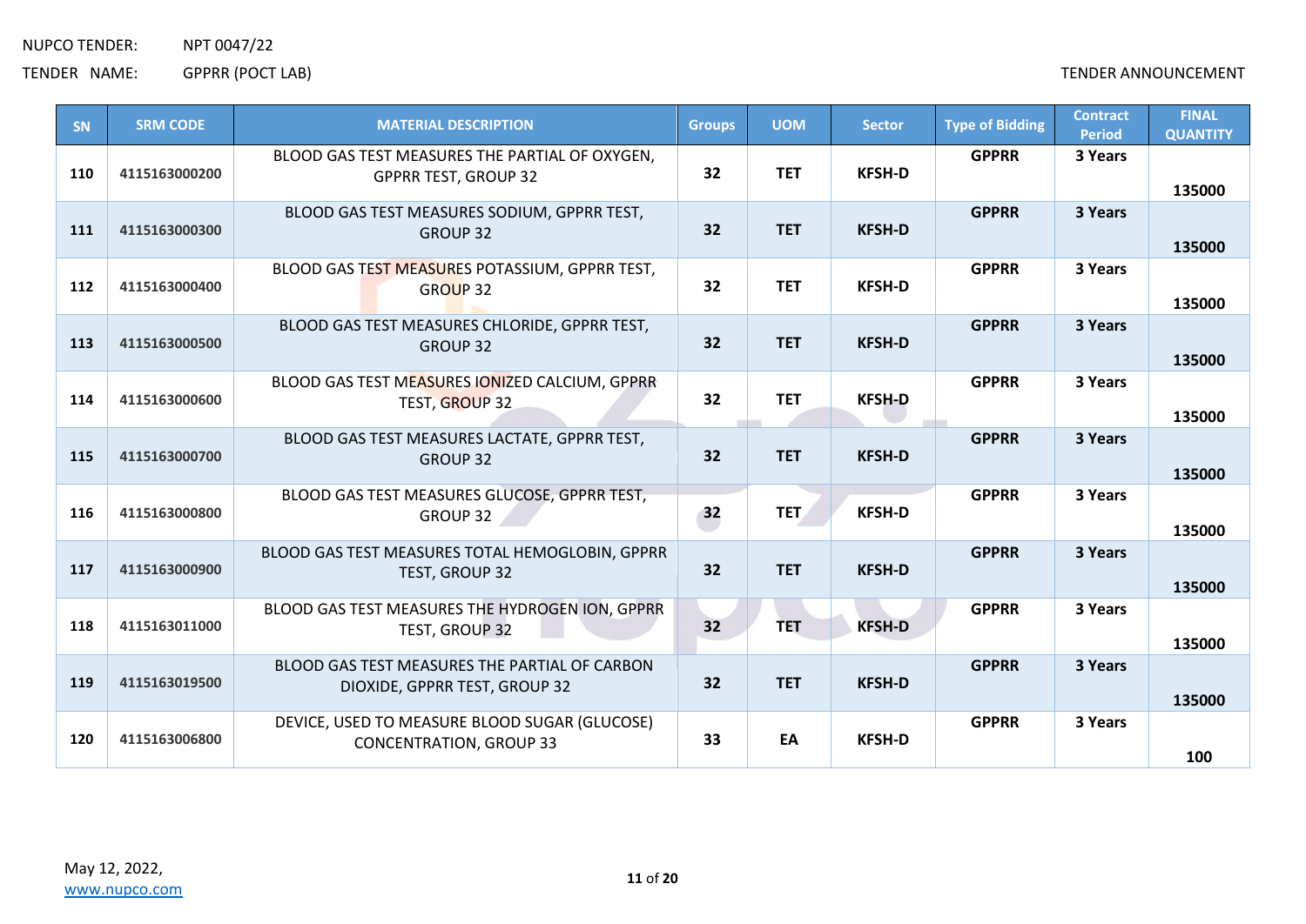NUPCO TENDER: NPT 0047/22

TENDER NAME: GPPRR (POCT LAB)

TENDER ANNOUNCEMENT

| SN | SRM CODE | MATERIAL DESCRIPTION | Groups | UOM | Sector | Type of Bidding | Contract Period | FINAL QUANTITY |
|---|---|---|---|---|---|---|---|---|
| 110 | 4115163000200 | BLOOD GAS TEST MEASURES THE PARTIAL OF OXYGEN, GPPRR TEST, GROUP 32 | 32 | TET | KFSH-D | GPPRR | 3 Years | 135000 |
| 111 | 4115163000300 | BLOOD GAS TEST MEASURES SODIUM, GPPRR TEST, GROUP 32 | 32 | TET | KFSH-D | GPPRR | 3 Years | 135000 |
| 112 | 4115163000400 | BLOOD GAS TEST MEASURES POTASSIUM, GPPRR TEST, GROUP 32 | 32 | TET | KFSH-D | GPPRR | 3 Years | 135000 |
| 113 | 4115163000500 | BLOOD GAS TEST MEASURES CHLORIDE, GPPRR TEST, GROUP 32 | 32 | TET | KFSH-D | GPPRR | 3 Years | 135000 |
| 114 | 4115163000600 | BLOOD GAS TEST MEASURES IONIZED CALCIUM, GPPRR TEST, GROUP 32 | 32 | TET | KFSH-D | GPPRR | 3 Years | 135000 |
| 115 | 4115163000700 | BLOOD GAS TEST MEASURES LACTATE, GPPRR TEST, GROUP 32 | 32 | TET | KFSH-D | GPPRR | 3 Years | 135000 |
| 116 | 4115163000800 | BLOOD GAS TEST MEASURES GLUCOSE, GPPRR TEST, GROUP 32 | 32 | TET | KFSH-D | GPPRR | 3 Years | 135000 |
| 117 | 4115163000900 | BLOOD GAS TEST MEASURES TOTAL HEMOGLOBIN, GPPRR TEST, GROUP 32 | 32 | TET | KFSH-D | GPPRR | 3 Years | 135000 |
| 118 | 4115163011000 | BLOOD GAS TEST MEASURES THE HYDROGEN ION, GPPRR TEST, GROUP 32 | 32 | TET | KFSH-D | GPPRR | 3 Years | 135000 |
| 119 | 4115163019500 | BLOOD GAS TEST MEASURES THE PARTIAL OF CARBON DIOXIDE, GPPRR TEST, GROUP 32 | 32 | TET | KFSH-D | GPPRR | 3 Years | 135000 |
| 120 | 4115163006800 | DEVICE, USED TO MEASURE BLOOD SUGAR (GLUCOSE) CONCENTRATION, GROUP 33 | 33 | EA | KFSH-D | GPPRR | 3 Years | 100 |

May 12, 2022,
www.nupco.com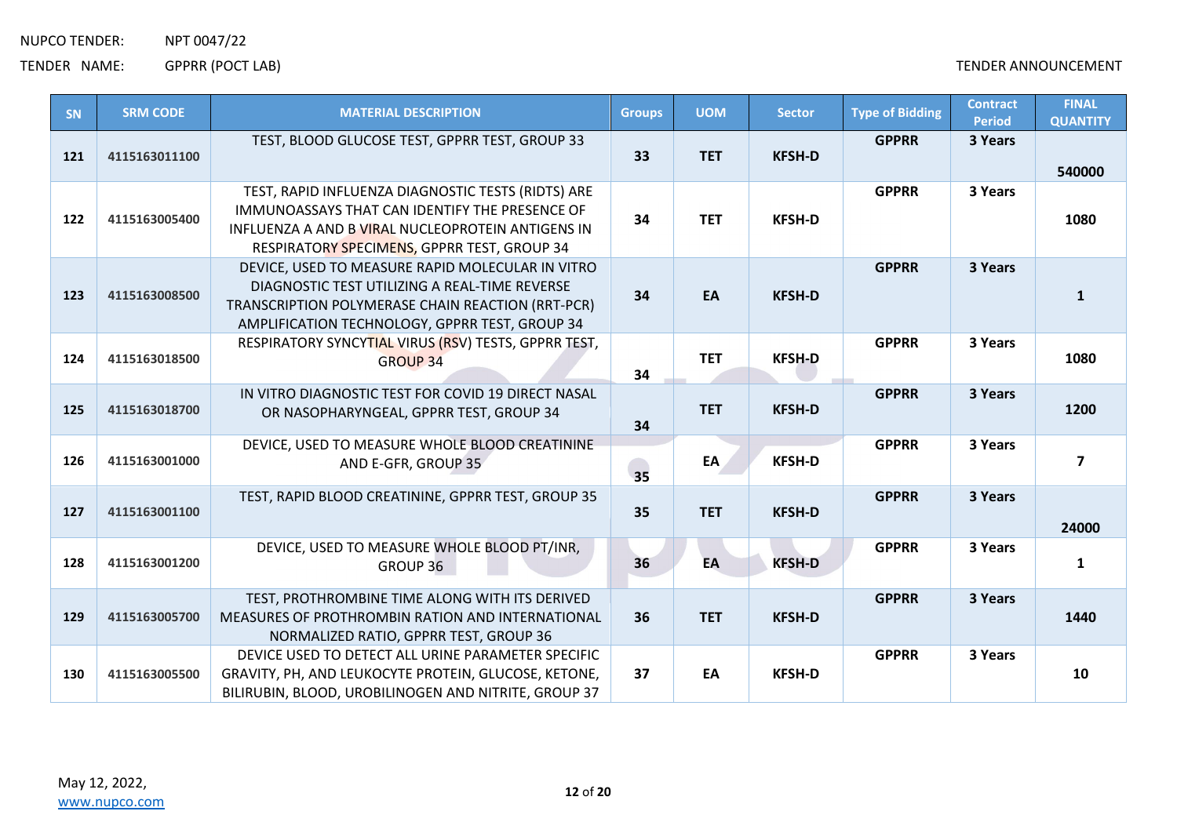NUPCO TENDER: NPT 0047/22

TENDER NAME: GPPRR (POCT LAB)

TENDER ANNOUNCEMENT

| SN | SRM CODE | MATERIAL DESCRIPTION | Groups | UOM | Sector | Type of Bidding | Contract Period | FINAL QUANTITY |
|---|---|---|---|---|---|---|---|---|
| 121 | 4115163011100 | TEST, BLOOD GLUCOSE TEST, GPPRR TEST, GROUP 33 | 33 | TET | KFSH-D | GPPRR | 3 Years | 540000 |
| 122 | 4115163005400 | TEST, RAPID INFLUENZA DIAGNOSTIC TESTS (RIDTS) ARE IMMUNOASSAYS THAT CAN IDENTIFY THE PRESENCE OF INFLUENZA A AND B VIRAL NUCLEOPROTEIN ANTIGENS IN RESPIRATORY SPECIMENS, GPPRR TEST, GROUP 34 | 34 | TET | KFSH-D | GPPRR | 3 Years | 1080 |
| 123 | 4115163008500 | DEVICE, USED TO MEASURE RAPID MOLECULAR IN VITRO DIAGNOSTIC TEST UTILIZING A REAL-TIME REVERSE TRANSCRIPTION POLYMERASE CHAIN REACTION (RRT-PCR) AMPLIFICATION TECHNOLOGY, GPPRR TEST, GROUP 34 | 34 | EA | KFSH-D | GPPRR | 3 Years | 1 |
| 124 | 4115163018500 | RESPIRATORY SYNCYTIAL VIRUS (RSV) TESTS, GPPRR TEST, GROUP 34 | 34 | TET | KFSH-D | GPPRR | 3 Years | 1080 |
| 125 | 4115163018700 | IN VITRO DIAGNOSTIC TEST FOR COVID 19 DIRECT NASAL OR NASOPHARYNGEAL, GPPRR TEST, GROUP 34 | 34 | TET | KFSH-D | GPPRR | 3 Years | 1200 |
| 126 | 4115163001000 | DEVICE, USED TO MEASURE WHOLE BLOOD CREATININE AND E-GFR, GROUP 35 | 35 | EA | KFSH-D | GPPRR | 3 Years | 7 |
| 127 | 4115163001100 | TEST, RAPID BLOOD CREATININE, GPPRR TEST, GROUP 35 | 35 | TET | KFSH-D | GPPRR | 3 Years | 24000 |
| 128 | 4115163001200 | DEVICE, USED TO MEASURE WHOLE BLOOD PT/INR, GROUP 36 | 36 | EA | KFSH-D | GPPRR | 3 Years | 1 |
| 129 | 4115163005700 | TEST, PROTHROMBINE TIME ALONG WITH ITS DERIVED MEASURES OF PROTHROMBIN RATION AND INTERNATIONAL NORMALIZED RATIO, GPPRR TEST, GROUP 36 | 36 | TET | KFSH-D | GPPRR | 3 Years | 1440 |
| 130 | 4115163005500 | DEVICE USED TO DETECT ALL URINE PARAMETER SPECIFIC GRAVITY, PH, AND LEUKOCYTE PROTEIN, GLUCOSE, KETONE, BILIRUBIN, BLOOD, UROBILINOGEN AND NITRITE, GROUP 37 | 37 | EA | KFSH-D | GPPRR | 3 Years | 10 |

May 12, 2022,
www.nupco.com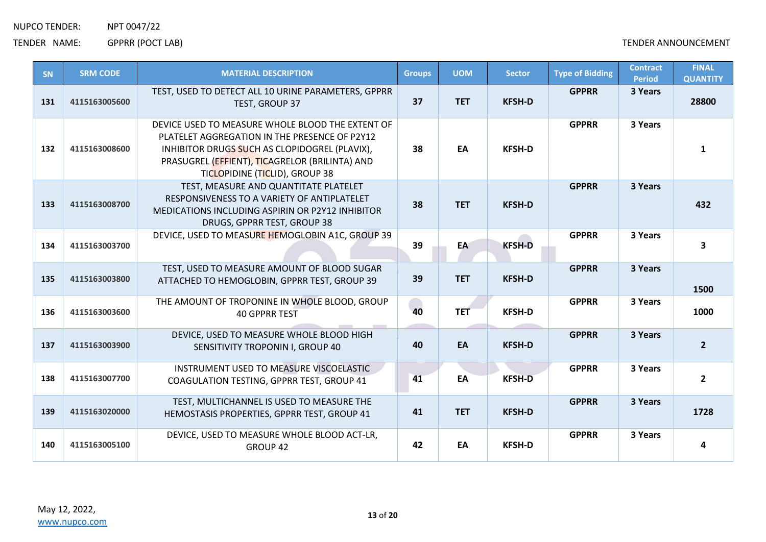NUPCO TENDER: NPT 0047/22

TENDER NAME: GPPRR (POCT LAB)

TENDER ANNOUNCEMENT

| SN | SRM CODE | MATERIAL DESCRIPTION | Groups | UOM | Sector | Type of Bidding | Contract Period | FINAL QUANTITY |
|---|---|---|---|---|---|---|---|---|
| 131 | 4115163005600 | TEST, USED TO DETECT ALL 10 URINE PARAMETERS, GPPRR TEST, GROUP 37 | 37 | TET | KFSH-D | GPPRR | 3 Years | 28800 |
| 132 | 4115163008600 | DEVICE USED TO MEASURE WHOLE BLOOD THE EXTENT OF PLATELET AGGREGATION IN THE PRESENCE OF P2Y12 INHIBITOR DRUGS SUCH AS CLOPIDOGREL (PLAVIX), PRASUGREL (EFFIENT), TICAGRELOR (BRILINTA) AND TICLOPIDINE (TICLID), GROUP 38 | 38 | EA | KFSH-D | GPPRR | 3 Years | 1 |
| 133 | 4115163008700 | TEST, MEASURE AND QUANTITATE PLATELET RESPONSIVENESS TO A VARIETY OF ANTIPLATELET MEDICATIONS INCLUDING ASPIRIN OR P2Y12 INHIBITOR DRUGS, GPPRR TEST, GROUP 38 | 38 | TET | KFSH-D | GPPRR | 3 Years | 432 |
| 134 | 4115163003700 | DEVICE, USED TO MEASURE HEMOGLOBIN A1C, GROUP 39 | 39 | EA | KFSH-D | GPPRR | 3 Years | 3 |
| 135 | 4115163003800 | TEST, USED TO MEASURE AMOUNT OF BLOOD SUGAR ATTACHED TO HEMOGLOBIN, GPPRR TEST, GROUP 39 | 39 | TET | KFSH-D | GPPRR | 3 Years | 1500 |
| 136 | 4115163003600 | THE AMOUNT OF TROPONINE IN WHOLE BLOOD, GROUP 40 GPPRR TEST | 40 | TET | KFSH-D | GPPRR | 3 Years | 1000 |
| 137 | 4115163003900 | DEVICE, USED TO MEASURE WHOLE BLOOD HIGH SENSITIVITY TROPONIN I, GROUP 40 | 40 | EA | KFSH-D | GPPRR | 3 Years | 2 |
| 138 | 4115163007700 | INSTRUMENT USED TO MEASURE VISCOELASTIC COAGULATION TESTING, GPPRR TEST, GROUP 41 | 41 | EA | KFSH-D | GPPRR | 3 Years | 2 |
| 139 | 4115163020000 | TEST, MULTICHANNEL IS USED TO MEASURE THE HEMOSTASIS PROPERTIES, GPPRR TEST, GROUP 41 | 41 | TET | KFSH-D | GPPRR | 3 Years | 1728 |
| 140 | 4115163005100 | DEVICE, USED TO MEASURE WHOLE BLOOD ACT-LR, GROUP 42 | 42 | EA | KFSH-D | GPPRR | 3 Years | 4 |

May 12, 2022,
www.nupco.com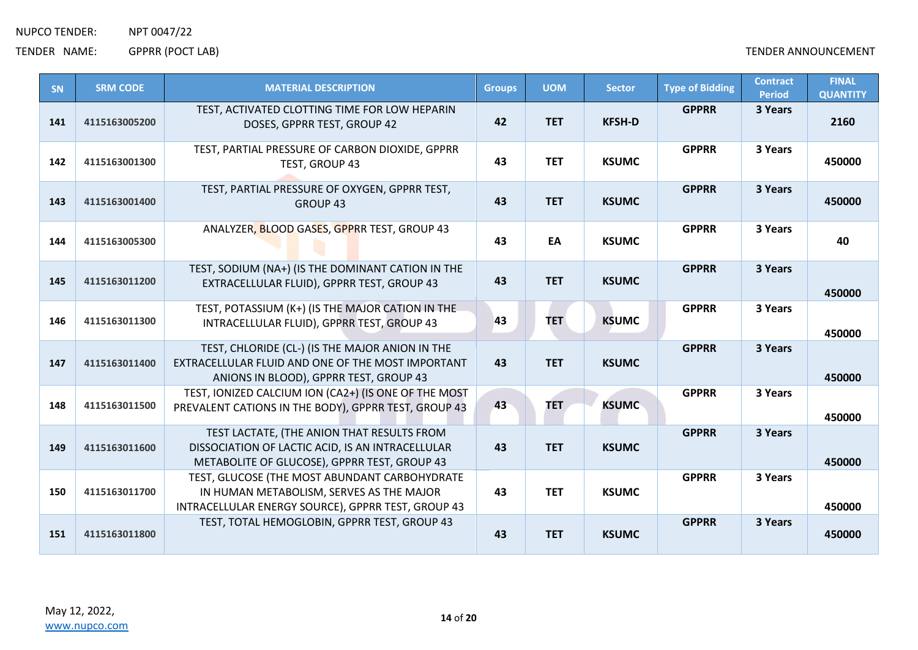NUPCO TENDER: NPT 0047/22

TENDER NAME: GPPRR (POCT LAB)

TENDER ANNOUNCEMENT

| SN | SRM CODE | MATERIAL DESCRIPTION | Groups | UOM | Sector | Type of Bidding | Contract Period | FINAL QUANTITY |
|---|---|---|---|---|---|---|---|---|
| 141 | 4115163005200 | TEST, ACTIVATED CLOTTING TIME FOR LOW HEPARIN DOSES, GPPRR TEST, GROUP 42 | 42 | TET | KFSH-D | GPPRR | 3 Years | 2160 |
| 142 | 4115163001300 | TEST, PARTIAL PRESSURE OF CARBON DIOXIDE, GPPRR TEST, GROUP 43 | 43 | TET | KSUMC | GPPRR | 3 Years | 450000 |
| 143 | 4115163001400 | TEST, PARTIAL PRESSURE OF OXYGEN, GPPRR TEST, GROUP 43 | 43 | TET | KSUMC | GPPRR | 3 Years | 450000 |
| 144 | 4115163005300 | ANALYZER, BLOOD GASES, GPPRR TEST, GROUP 43 | 43 | EA | KSUMC | GPPRR | 3 Years | 40 |
| 145 | 4115163011200 | TEST, SODIUM (NA+) (IS THE DOMINANT CATION IN THE EXTRACELLULAR FLUID), GPPRR TEST, GROUP 43 | 43 | TET | KSUMC | GPPRR | 3 Years | 450000 |
| 146 | 4115163011300 | TEST, POTASSIUM (K+) (IS THE MAJOR CATION IN THE INTRACELLULAR FLUID), GPPRR TEST, GROUP 43 | 43 | TET | KSUMC | GPPRR | 3 Years | 450000 |
| 147 | 4115163011400 | TEST, CHLORIDE (CL-) (IS THE MAJOR ANION IN THE EXTRACELLULAR FLUID AND ONE OF THE MOST IMPORTANT ANIONS IN BLOOD), GPPRR TEST, GROUP 43 | 43 | TET | KSUMC | GPPRR | 3 Years | 450000 |
| 148 | 4115163011500 | TEST, IONIZED CALCIUM ION (CA2+) (IS ONE OF THE MOST PREVALENT CATIONS IN THE BODY), GPPRR TEST, GROUP 43 | 43 | TET | KSUMC | GPPRR | 3 Years | 450000 |
| 149 | 4115163011600 | TEST LACTATE, (THE ANION THAT RESULTS FROM DISSOCIATION OF LACTIC ACID, IS AN INTRACELLULAR METABOLITE OF GLUCOSE), GPPRR TEST, GROUP 43 | 43 | TET | KSUMC | GPPRR | 3 Years | 450000 |
| 150 | 4115163011700 | TEST, GLUCOSE (THE MOST ABUNDANT CARBOHYDRATE IN HUMAN METABOLISM, SERVES AS THE MAJOR INTRACELLULAR ENERGY SOURCE), GPPRR TEST, GROUP 43 | 43 | TET | KSUMC | GPPRR | 3 Years | 450000 |
| 151 | 4115163011800 | TEST, TOTAL HEMOGLOBIN, GPPRR TEST, GROUP 43 | 43 | TET | KSUMC | GPPRR | 3 Years | 450000 |

May 12, 2022,
www.nupco.com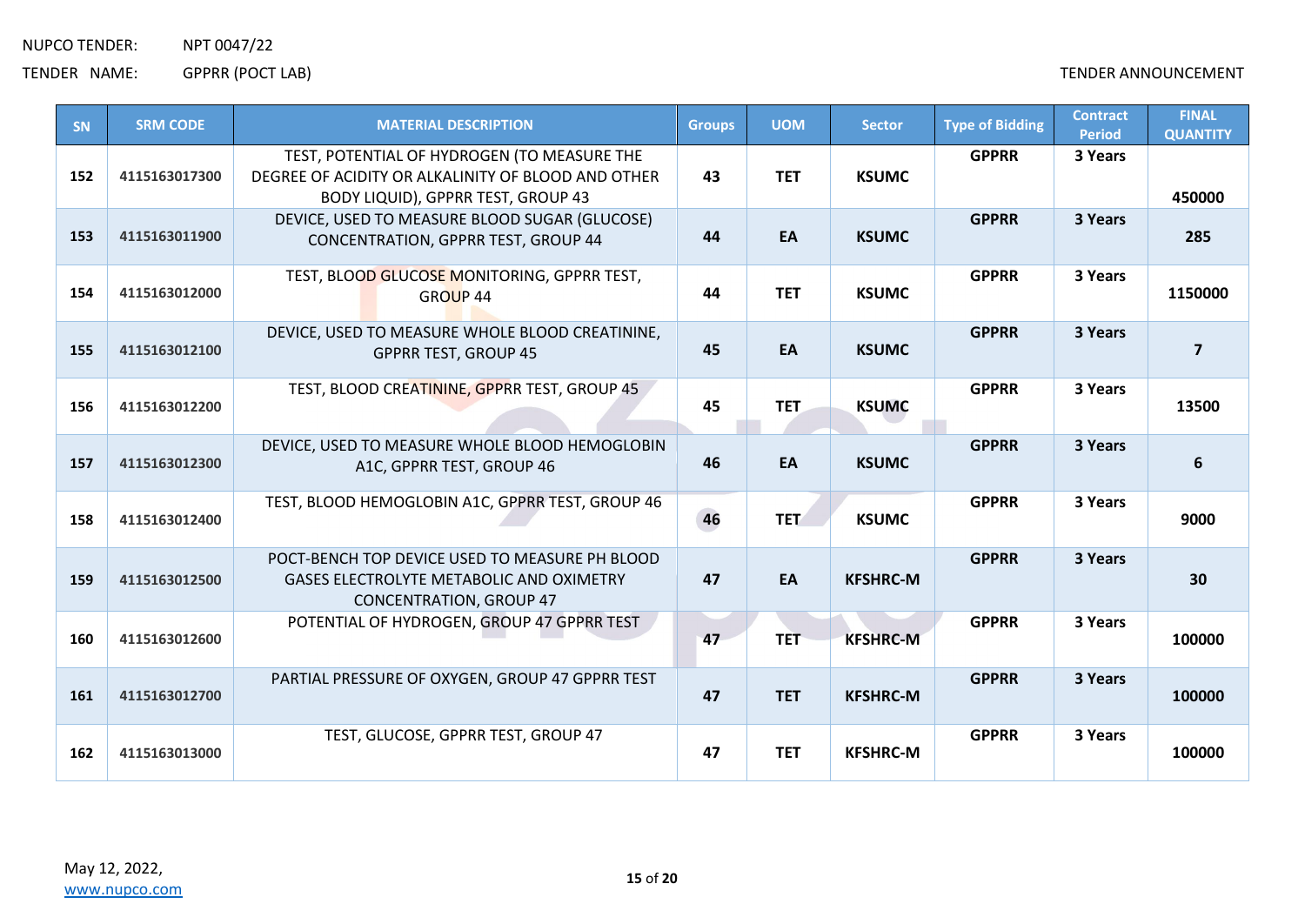NUPCO TENDER: NPT 0047/22

TENDER NAME: GPPRR (POCT LAB)

TENDER ANNOUNCEMENT

| SN | SRM CODE | MATERIAL DESCRIPTION | Groups | UOM | Sector | Type of Bidding | Contract Period | FINAL QUANTITY |
|---|---|---|---|---|---|---|---|---|
| 152 | 4115163017300 | TEST, POTENTIAL OF HYDROGEN (TO MEASURE THE DEGREE OF ACIDITY OR ALKALINITY OF BLOOD AND OTHER BODY LIQUID), GPPRR TEST, GROUP 43 | 43 | TET | KSUMC | GPPRR | 3 Years | 450000 |
| 153 | 4115163011900 | DEVICE, USED TO MEASURE BLOOD SUGAR (GLUCOSE) CONCENTRATION, GPPRR TEST, GROUP 44 | 44 | EA | KSUMC | GPPRR | 3 Years | 285 |
| 154 | 4115163012000 | TEST, BLOOD GLUCOSE MONITORING, GPPRR TEST, GROUP 44 | 44 | TET | KSUMC | GPPRR | 3 Years | 1150000 |
| 155 | 4115163012100 | DEVICE, USED TO MEASURE WHOLE BLOOD CREATININE, GPPRR TEST, GROUP 45 | 45 | EA | KSUMC | GPPRR | 3 Years | 7 |
| 156 | 4115163012200 | TEST, BLOOD CREATININE, GPPRR TEST, GROUP 45 | 45 | TET | KSUMC | GPPRR | 3 Years | 13500 |
| 157 | 4115163012300 | DEVICE, USED TO MEASURE WHOLE BLOOD HEMOGLOBIN A1C, GPPRR TEST, GROUP 46 | 46 | EA | KSUMC | GPPRR | 3 Years | 6 |
| 158 | 4115163012400 | TEST, BLOOD HEMOGLOBIN A1C, GPPRR TEST, GROUP 46 | 46 | TET | KSUMC | GPPRR | 3 Years | 9000 |
| 159 | 4115163012500 | POCT-BENCH TOP DEVICE USED TO MEASURE PH BLOOD GASES ELECTROLYTE METABOLIC AND OXIMETRY CONCENTRATION, GROUP 47 | 47 | EA | KFSHRC-M | GPPRR | 3 Years | 30 |
| 160 | 4115163012600 | POTENTIAL OF HYDROGEN, GROUP 47 GPPRR TEST | 47 | TET | KFSHRC-M | GPPRR | 3 Years | 100000 |
| 161 | 4115163012700 | PARTIAL PRESSURE OF OXYGEN, GROUP 47 GPPRR TEST | 47 | TET | KFSHRC-M | GPPRR | 3 Years | 100000 |
| 162 | 4115163013000 | TEST, GLUCOSE, GPPRR TEST, GROUP 47 | 47 | TET | KFSHRC-M | GPPRR | 3 Years | 100000 |

May 12, 2022,
www.nupco.com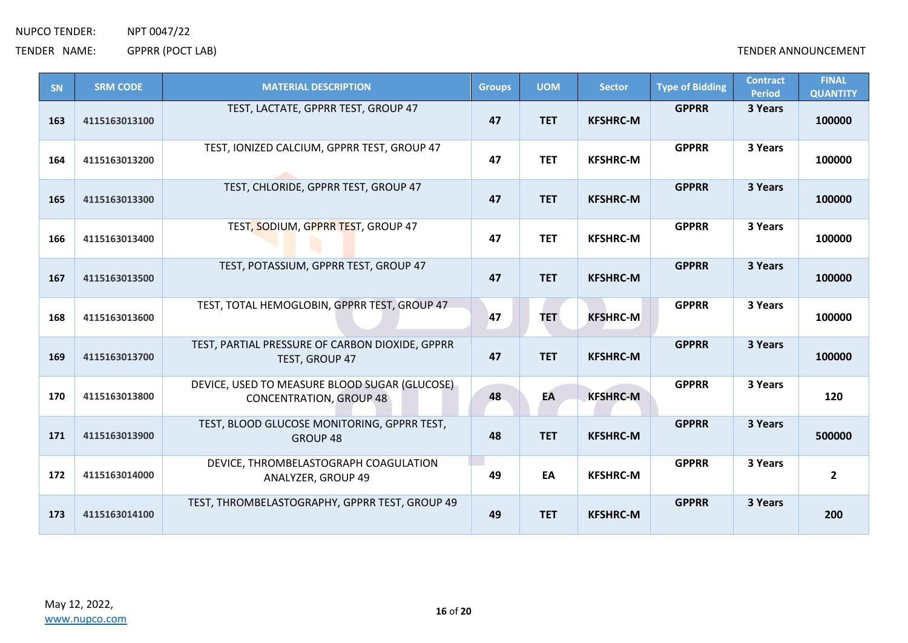NUPCO TENDER: NPT 0047/22

TENDER NAME: GPPRR (POCT LAB)

TENDER ANNOUNCEMENT

| SN | SRM CODE | MATERIAL DESCRIPTION | Groups | UOM | Sector | Type of Bidding | Contract Period | FINAL QUANTITY |
|---|---|---|---|---|---|---|---|---|
| 163 | 4115163013100 | TEST, LACTATE, GPPRR TEST, GROUP 47 | 47 | TET | KFSHRC-M | GPPRR | 3 Years | 100000 |
| 164 | 4115163013200 | TEST, IONIZED CALCIUM, GPPRR TEST, GROUP 47 | 47 | TET | KFSHRC-M | GPPRR | 3 Years | 100000 |
| 165 | 4115163013300 | TEST, CHLORIDE, GPPRR TEST, GROUP 47 | 47 | TET | KFSHRC-M | GPPRR | 3 Years | 100000 |
| 166 | 4115163013400 | TEST, SODIUM, GPPRR TEST, GROUP 47 | 47 | TET | KFSHRC-M | GPPRR | 3 Years | 100000 |
| 167 | 4115163013500 | TEST, POTASSIUM, GPPRR TEST, GROUP 47 | 47 | TET | KFSHRC-M | GPPRR | 3 Years | 100000 |
| 168 | 4115163013600 | TEST, TOTAL HEMOGLOBIN, GPPRR TEST, GROUP 47 | 47 | TET | KFSHRC-M | GPPRR | 3 Years | 100000 |
| 169 | 4115163013700 | TEST, PARTIAL PRESSURE OF CARBON DIOXIDE, GPPRR TEST, GROUP 47 | 47 | TET | KFSHRC-M | GPPRR | 3 Years | 100000 |
| 170 | 4115163013800 | DEVICE, USED TO MEASURE BLOOD SUGAR (GLUCOSE) CONCENTRATION, GROUP 48 | 48 | EA | KFSHRC-M | GPPRR | 3 Years | 120 |
| 171 | 4115163013900 | TEST, BLOOD GLUCOSE MONITORING, GPPRR TEST, GROUP 48 | 48 | TET | KFSHRC-M | GPPRR | 3 Years | 500000 |
| 172 | 4115163014000 | DEVICE, THROMBELASTOGRAPH COAGULATION ANALYZER, GROUP 49 | 49 | EA | KFSHRC-M | GPPRR | 3 Years | 2 |
| 173 | 4115163014100 | TEST, THROMBELASTOGRAPHY, GPPRR TEST, GROUP 49 | 49 | TET | KFSHRC-M | GPPRR | 3 Years | 200 |

May 12, 2022,
www.nupco.com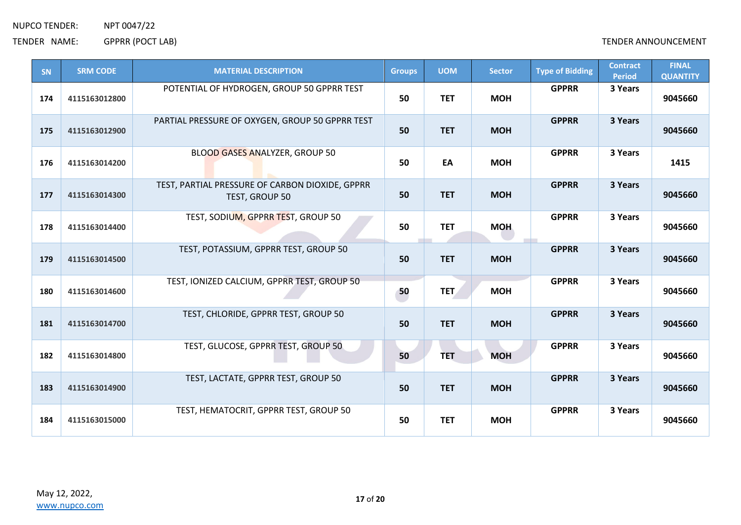| SN | SRM CODE | MATERIAL DESCRIPTION | Groups | UOM | Sector | Type of Bidding | Contract Period | FINAL QUANTITY |
|---|---|---|---|---|---|---|---|---|
| 174 | 4115163012800 | POTENTIAL OF HYDROGEN, GROUP 50 GPPRR TEST | 50 | TET | MOH | GPPRR | 3 Years | 9045660 |
| 175 | 4115163012900 | PARTIAL PRESSURE OF OXYGEN, GROUP 50 GPPRR TEST | 50 | TET | MOH | GPPRR | 3 Years | 9045660 |
| 176 | 4115163014200 | BLOOD GASES ANALYZER, GROUP 50 | 50 | EA | MOH | GPPRR | 3 Years | 1415 |
| 177 | 4115163014300 | TEST, PARTIAL PRESSURE OF CARBON DIOXIDE, GPPRR TEST, GROUP 50 | 50 | TET | MOH | GPPRR | 3 Years | 9045660 |
| 178 | 4115163014400 | TEST, SODIUM, GPPRR TEST, GROUP 50 | 50 | TET | MOH | GPPRR | 3 Years | 9045660 |
| 179 | 4115163014500 | TEST, POTASSIUM, GPPRR TEST, GROUP 50 | 50 | TET | MOH | GPPRR | 3 Years | 9045660 |
| 180 | 4115163014600 | TEST, IONIZED CALCIUM, GPPRR TEST, GROUP 50 | 50 | TET | MOH | GPPRR | 3 Years | 9045660 |
| 181 | 4115163014700 | TEST, CHLORIDE, GPPRR TEST, GROUP 50 | 50 | TET | MOH | GPPRR | 3 Years | 9045660 |
| 182 | 4115163014800 | TEST, GLUCOSE, GPPRR TEST, GROUP 50 | 50 | TET | MOH | GPPRR | 3 Years | 9045660 |
| 183 | 4115163014900 | TEST, LACTATE, GPPRR TEST, GROUP 50 | 50 | TET | MOH | GPPRR | 3 Years | 9045660 |
| 184 | 4115163015000 | TEST, HEMATOCRIT, GPPRR TEST, GROUP 50 | 50 | TET | MOH | GPPRR | 3 Years | 9045660 |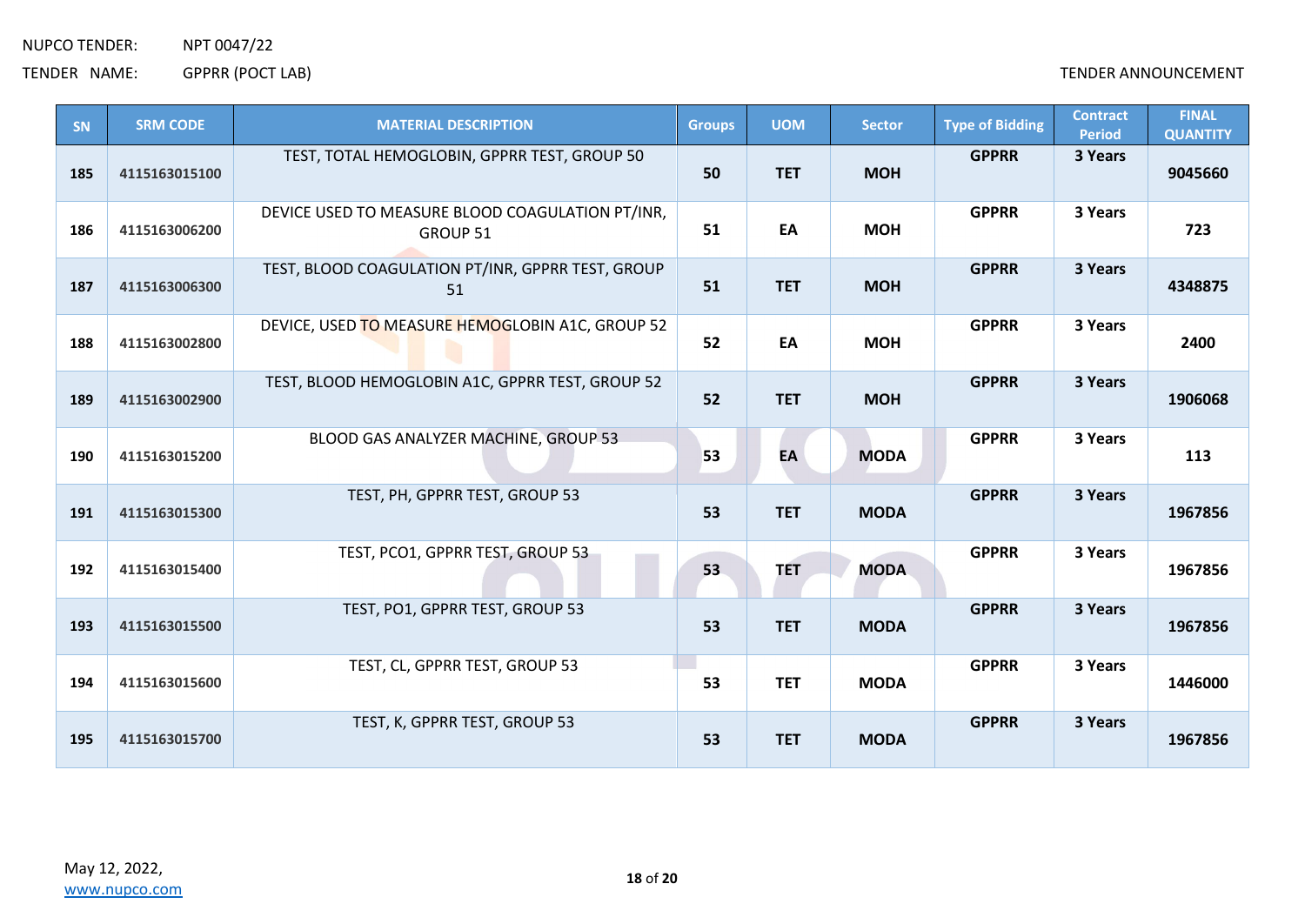NUPCO TENDER: NPT 0047/22

TENDER NAME: GPPRR (POCT LAB)

TENDER ANNOUNCEMENT

| SN | SRM CODE | MATERIAL DESCRIPTION | Groups | UOM | Sector | Type of Bidding | Contract Period | FINAL QUANTITY |
|---|---|---|---|---|---|---|---|---|
| 185 | 4115163015100 | TEST, TOTAL HEMOGLOBIN, GPPRR TEST, GROUP 50 | 50 | TET | MOH | GPPRR | 3 Years | 9045660 |
| 186 | 4115163006200 | DEVICE USED TO MEASURE BLOOD COAGULATION PT/INR, GROUP 51 | 51 | EA | MOH | GPPRR | 3 Years | 723 |
| 187 | 4115163006300 | TEST, BLOOD COAGULATION PT/INR, GPPRR TEST, GROUP 51 | 51 | TET | MOH | GPPRR | 3 Years | 4348875 |
| 188 | 4115163002800 | DEVICE, USED TO MEASURE HEMOGLOBIN A1C, GROUP 52 | 52 | EA | MOH | GPPRR | 3 Years | 2400 |
| 189 | 4115163002900 | TEST, BLOOD HEMOGLOBIN A1C, GPPRR TEST, GROUP 52 | 52 | TET | MOH | GPPRR | 3 Years | 1906068 |
| 190 | 4115163015200 | BLOOD GAS ANALYZER MACHINE, GROUP 53 | 53 | EA | MODA | GPPRR | 3 Years | 113 |
| 191 | 4115163015300 | TEST, PH, GPPRR TEST, GROUP 53 | 53 | TET | MODA | GPPRR | 3 Years | 1967856 |
| 192 | 4115163015400 | TEST, PCO1, GPPRR TEST, GROUP 53 | 53 | TET | MODA | GPPRR | 3 Years | 1967856 |
| 193 | 4115163015500 | TEST, PO1, GPPRR TEST, GROUP 53 | 53 | TET | MODA | GPPRR | 3 Years | 1967856 |
| 194 | 4115163015600 | TEST, CL, GPPRR TEST, GROUP 53 | 53 | TET | MODA | GPPRR | 3 Years | 1446000 |
| 195 | 4115163015700 | TEST, K, GPPRR TEST, GROUP 53 | 53 | TET | MODA | GPPRR | 3 Years | 1967856 |

May 12, 2022,
www.nupco.com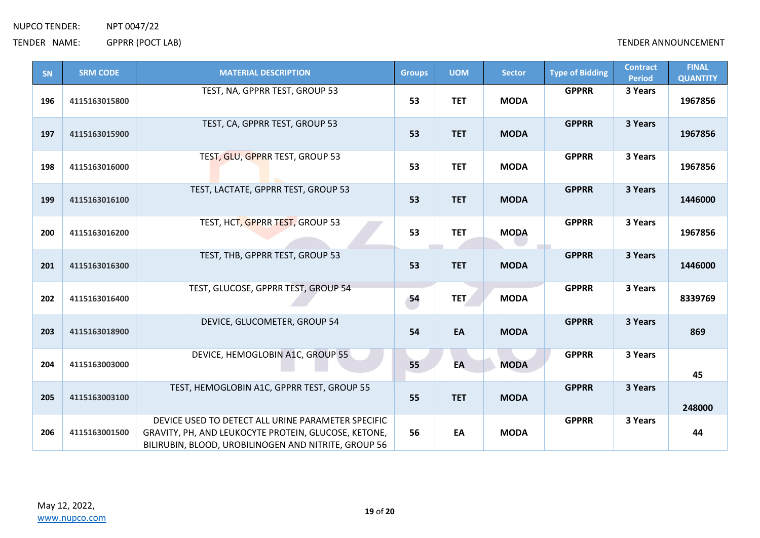NUPCO TENDER: NPT 0047/22

TENDER NAME: GPPRR (POCT LAB)

TENDER ANNOUNCEMENT

| SN | SRM CODE | MATERIAL DESCRIPTION | Groups | UOM | Sector | Type of Bidding | Contract Period | FINAL QUANTITY |
|---|---|---|---|---|---|---|---|---|
| 196 | 4115163015800 | TEST, NA, GPPRR TEST, GROUP 53 | 53 | TET | MODA | GPPRR | 3 Years | 1967856 |
| 197 | 4115163015900 | TEST, CA, GPPRR TEST, GROUP 53 | 53 | TET | MODA | GPPRR | 3 Years | 1967856 |
| 198 | 4115163016000 | TEST, GLU, GPPRR TEST, GROUP 53 | 53 | TET | MODA | GPPRR | 3 Years | 1967856 |
| 199 | 4115163016100 | TEST, LACTATE, GPPRR TEST, GROUP 53 | 53 | TET | MODA | GPPRR | 3 Years | 1446000 |
| 200 | 4115163016200 | TEST, HCT, GPPRR TEST, GROUP 53 | 53 | TET | MODA | GPPRR | 3 Years | 1967856 |
| 201 | 4115163016300 | TEST, THB, GPPRR TEST, GROUP 53 | 53 | TET | MODA | GPPRR | 3 Years | 1446000 |
| 202 | 4115163016400 | TEST, GLUCOSE, GPPRR TEST, GROUP 54 | 54 | TET | MODA | GPPRR | 3 Years | 8339769 |
| 203 | 4115163018900 | DEVICE, GLUCOMETER, GROUP 54 | 54 | EA | MODA | GPPRR | 3 Years | 869 |
| 204 | 4115163003000 | DEVICE, HEMOGLOBIN A1C, GROUP 55 | 55 | EA | MODA | GPPRR | 3 Years | 45 |
| 205 | 4115163003100 | TEST, HEMOGLOBIN A1C, GPPRR TEST, GROUP 55 | 55 | TET | MODA | GPPRR | 3 Years | 248000 |
| 206 | 4115163001500 | DEVICE USED TO DETECT ALL URINE PARAMETER SPECIFIC GRAVITY, PH, AND LEUKOCYTE PROTEIN, GLUCOSE, KETONE, BILIRUBIN, BLOOD, UROBILINOGEN AND NITRITE, GROUP 56 | 56 | EA | MODA | GPPRR | 3 Years | 44 |

May 12, 2022,
www.nupco.com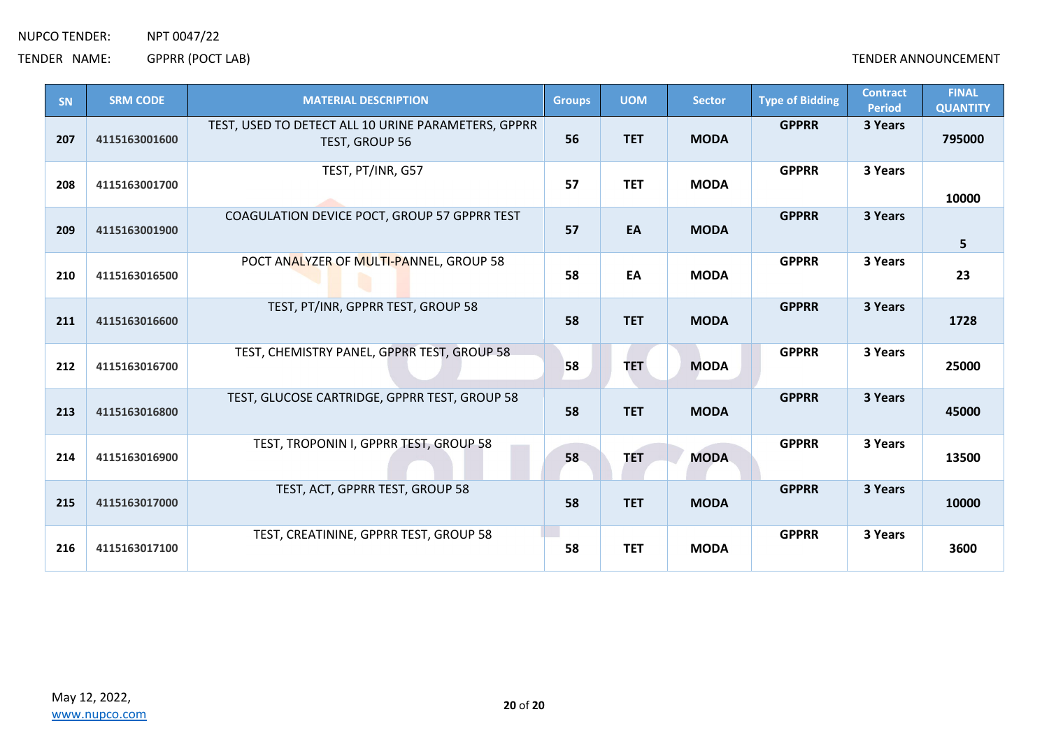NUPCO TENDER: NPT 0047/22

TENDER NAME: GPPRR (POCT LAB)

TENDER ANNOUNCEMENT

| SN | SRM CODE | MATERIAL DESCRIPTION | Groups | UOM | Sector | Type of Bidding | Contract Period | FINAL QUANTITY |
|---|---|---|---|---|---|---|---|---|
| 207 | 4115163001600 | TEST, USED TO DETECT ALL 10 URINE PARAMETERS, GPPRR TEST, GROUP 56 | 56 | TET | MODA | GPPRR | 3 Years | 795000 |
| 208 | 4115163001700 | TEST, PT/INR, G57 | 57 | TET | MODA | GPPRR | 3 Years | 10000 |
| 209 | 4115163001900 | COAGULATION DEVICE POCT, GROUP 57 GPPRR TEST | 57 | EA | MODA | GPPRR | 3 Years | 5 |
| 210 | 4115163016500 | POCT ANALYZER OF MULTI-PANNEL, GROUP 58 | 58 | EA | MODA | GPPRR | 3 Years | 23 |
| 211 | 4115163016600 | TEST, PT/INR, GPPRR TEST, GROUP 58 | 58 | TET | MODA | GPPRR | 3 Years | 1728 |
| 212 | 4115163016700 | TEST, CHEMISTRY PANEL, GPPRR TEST, GROUP 58 | 58 | TET | MODA | GPPRR | 3 Years | 25000 |
| 213 | 4115163016800 | TEST, GLUCOSE CARTRIDGE, GPPRR TEST, GROUP 58 | 58 | TET | MODA | GPPRR | 3 Years | 45000 |
| 214 | 4115163016900 | TEST, TROPONIN I, GPPRR TEST, GROUP 58 | 58 | TET | MODA | GPPRR | 3 Years | 13500 |
| 215 | 4115163017000 | TEST, ACT, GPPRR TEST, GROUP 58 | 58 | TET | MODA | GPPRR | 3 Years | 10000 |
| 216 | 4115163017100 | TEST, CREATININE, GPPRR TEST, GROUP 58 | 58 | TET | MODA | GPPRR | 3 Years | 3600 |

May 12, 2022,
www.nupco.com